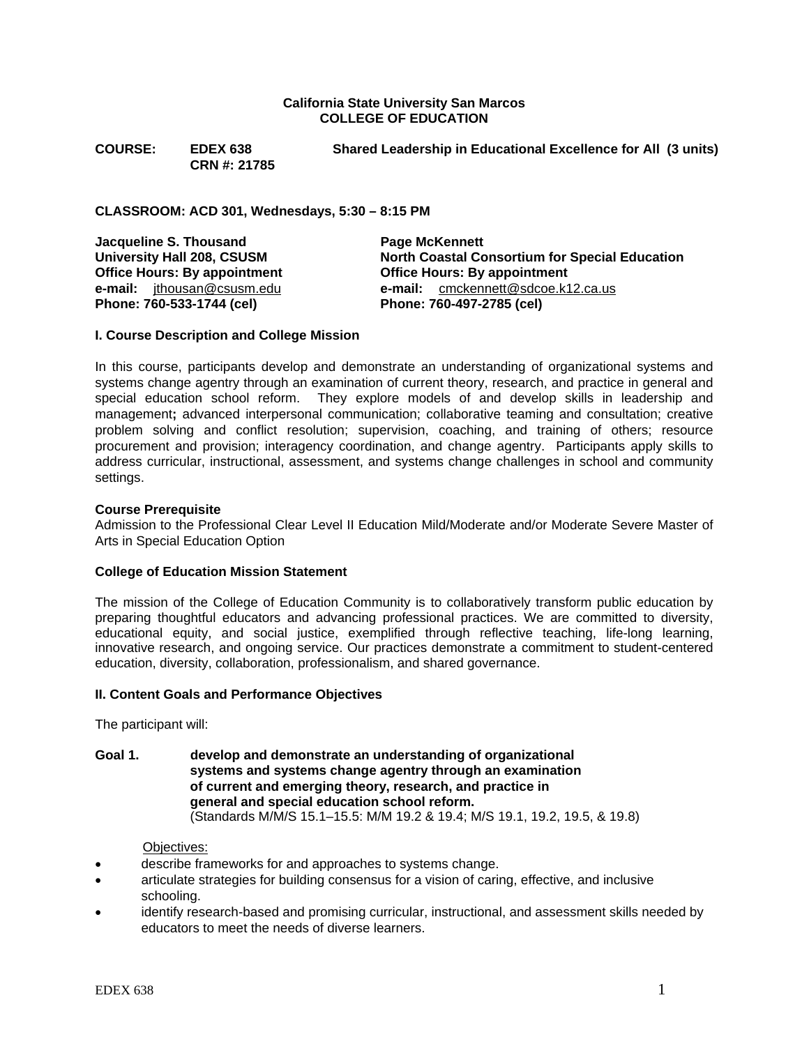**California State University San Marcos**
**COLLEGE OF EDUCATION**

**COURSE: EDEX 638 Shared Leadership in Educational Excellence for All (3 units)**
**CRN #: 21785**

**CLASSROOM: ACD 301, Wednesdays, 5:30 – 8:15 PM**

**Jacqueline S. Thousand**
**University Hall 208, CSUSM**
**Office Hours: By appointment**
**e-mail:** jthousan@csusm.edu
**Phone: 760-533-1744 (cel)**

**Page McKennett**
**North Coastal Consortium for Special Education**
**Office Hours: By appointment**
**e-mail:** cmckennett@sdcoe.k12.ca.us
**Phone: 760-497-2785 (cel)**

## I. Course Description and College Mission

In this course, participants develop and demonstrate an understanding of organizational systems and systems change agentry through an examination of current theory, research, and practice in general and special education school reform. They explore models of and develop skills in leadership and management**;** advanced interpersonal communication; collaborative teaming and consultation; creative problem solving and conflict resolution; supervision, coaching, and training of others; resource procurement and provision; interagency coordination, and change agentry. Participants apply skills to address curricular, instructional, assessment, and systems change challenges in school and community settings.

**Course Prerequisite**
Admission to the Professional Clear Level II Education Mild/Moderate and/or Moderate Severe Master of Arts in Special Education Option

**College of Education Mission Statement**

The mission of the College of Education Community is to collaboratively transform public education by preparing thoughtful educators and advancing professional practices. We are committed to diversity, educational equity, and social justice, exemplified through reflective teaching, life-long learning, innovative research, and ongoing service. Our practices demonstrate a commitment to student-centered education, diversity, collaboration, professionalism, and shared governance.

## II. Content Goals and Performance Objectives

The participant will:

**Goal 1. develop and demonstrate an understanding of organizational systems and systems change agentry through an examination of current and emerging theory, research, and practice in general and special education school reform.**
(Standards M/M/S 15.1–15.5: M/M 19.2 & 19.4; M/S 19.1, 19.2, 19.5, & 19.8)

Objectives:

- describe frameworks for and approaches to systems change.
- articulate strategies for building consensus for a vision of caring, effective, and inclusive schooling.
- identify research-based and promising curricular, instructional, and assessment skills needed by educators to meet the needs of diverse learners.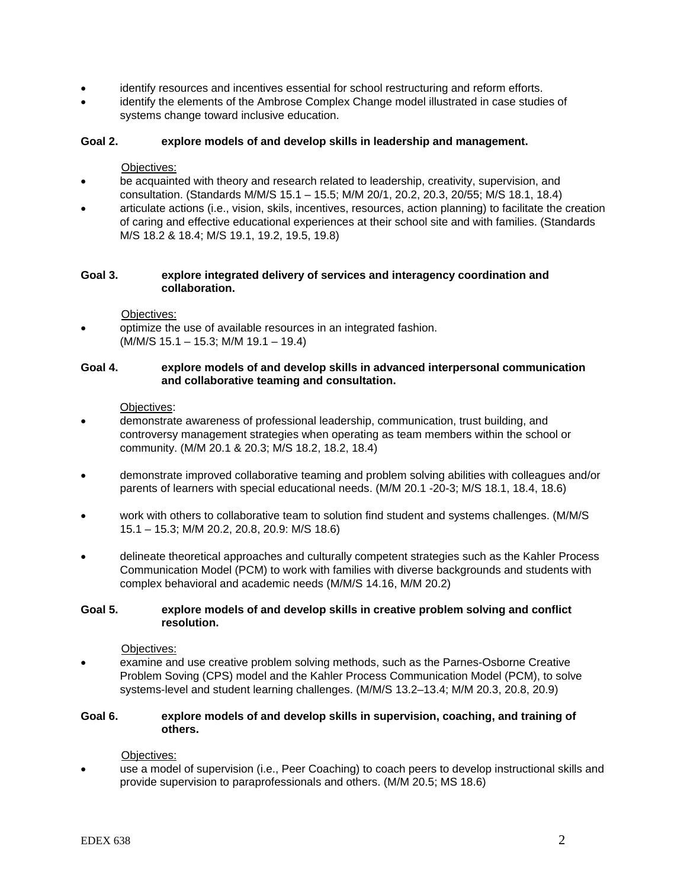- identify resources and incentives essential for school restructuring and reform efforts.
- identify the elements of the Ambrose Complex Change model illustrated in case studies of systems change toward inclusive education.

**Goal 2. explore models of and develop skills in leadership and management.**

Objectives:

- be acquainted with theory and research related to leadership, creativity, supervision, and consultation. (Standards M/M/S 15.1 – 15.5; M/M 20/1, 20.2, 20.3, 20/55; M/S 18.1, 18.4)
- articulate actions (i.e., vision, skils, incentives, resources, action planning) to facilitate the creation of caring and effective educational experiences at their school site and with families. (Standards M/S 18.2 & 18.4; M/S 19.1, 19.2, 19.5, 19.8)

**Goal 3. explore integrated delivery of services and interagency coordination and collaboration.**

Objectives:

- optimize the use of available resources in an integrated fashion. (M/M/S 15.1 – 15.3; M/M 19.1 – 19.4)

**Goal 4. explore models of and develop skills in advanced interpersonal communication and collaborative teaming and consultation.**

Objectives:

- demonstrate awareness of professional leadership, communication, trust building, and controversy management strategies when operating as team members within the school or community. (M/M 20.1 & 20.3; M/S 18.2, 18.2, 18.4)
- demonstrate improved collaborative teaming and problem solving abilities with colleagues and/or parents of learners with special educational needs. (M/M 20.1 -20-3; M/S 18.1, 18.4, 18.6)
- work with others to collaborative team to solution find student and systems challenges. (M/M/S 15.1 – 15.3; M/M 20.2, 20.8, 20.9: M/S 18.6)
- delineate theoretical approaches and culturally competent strategies such as the Kahler Process Communication Model (PCM) to work with families with diverse backgrounds and students with complex behavioral and academic needs (M/M/S 14.16, M/M 20.2)

**Goal 5. explore models of and develop skills in creative problem solving and conflict resolution.**

Objectives:

- examine and use creative problem solving methods, such as the Parnes-Osborne Creative Problem Soving (CPS) model and the Kahler Process Communication Model (PCM), to solve systems-level and student learning challenges. (M/M/S 13.2–13.4; M/M 20.3, 20.8, 20.9)

**Goal 6. explore models of and develop skills in supervision, coaching, and training of others.**

Objectives:

- use a model of supervision (i.e., Peer Coaching) to coach peers to develop instructional skills and provide supervision to paraprofessionals and others. (M/M 20.5; MS 18.6)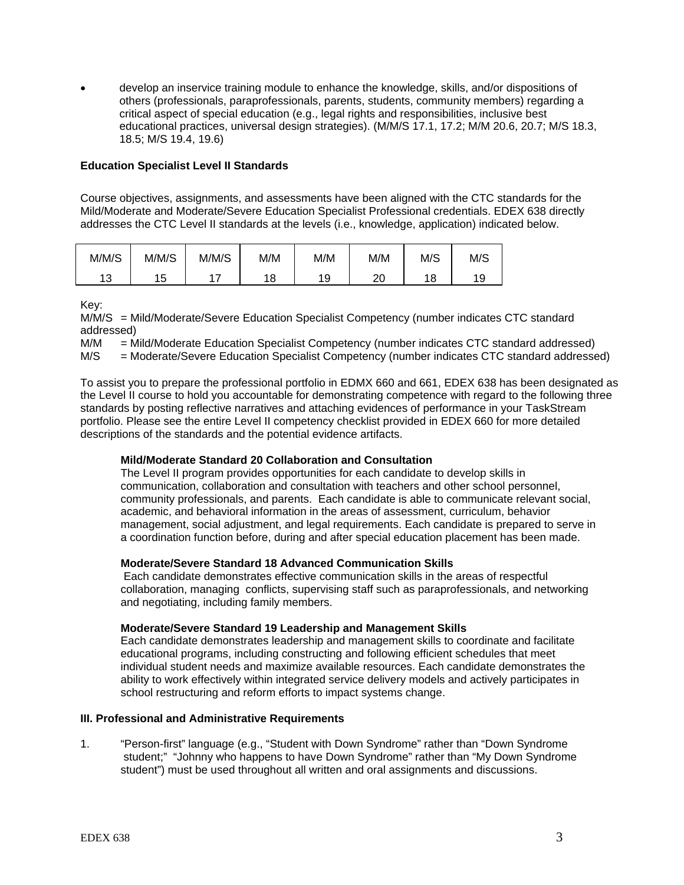- develop an inservice training module to enhance the knowledge, skills, and/or dispositions of others (professionals, paraprofessionals, parents, students, community members) regarding a critical aspect of special education (e.g., legal rights and responsibilities, inclusive best educational practices, universal design strategies). (M/M/S 17.1, 17.2; M/M 20.6, 20.7; M/S 18.3, 18.5; M/S 19.4, 19.6)

**Education Specialist Level II Standards**

Course objectives, assignments, and assessments have been aligned with the CTC standards for the Mild/Moderate and Moderate/Severe Education Specialist Professional credentials. EDEX 638 directly addresses the CTC Level II standards at the levels (i.e., knowledge, application) indicated below.

| M/M/S 13 | M/M/S 15 | M/M/S 17 | M/M 18 | M/M 19 | M/M 20 | M/S 18 | M/S 19 |
|---|---|---|---|---|---|---|---|

Key:
M/M/S = Mild/Moderate/Severe Education Specialist Competency (number indicates CTC standard addressed)
M/M = Mild/Moderate Education Specialist Competency (number indicates CTC standard addressed)
M/S = Moderate/Severe Education Specialist Competency (number indicates CTC standard addressed)

To assist you to prepare the professional portfolio in EDMX 660 and 661, EDEX 638 has been designated as the Level II course to hold you accountable for demonstrating competence with regard to the following three standards by posting reflective narratives and attaching evidences of performance in your TaskStream portfolio. Please see the entire Level II competency checklist provided in EDEX 660 for more detailed descriptions of the standards and the potential evidence artifacts.

**Mild/Moderate Standard 20 Collaboration and Consultation**
The Level II program provides opportunities for each candidate to develop skills in communication, collaboration and consultation with teachers and other school personnel, community professionals, and parents. Each candidate is able to communicate relevant social, academic, and behavioral information in the areas of assessment, curriculum, behavior management, social adjustment, and legal requirements. Each candidate is prepared to serve in a coordination function before, during and after special education placement has been made.

**Moderate/Severe Standard 18 Advanced Communication Skills**
Each candidate demonstrates effective communication skills in the areas of respectful collaboration, managing conflicts, supervising staff such as paraprofessionals, and networking and negotiating, including family members.

**Moderate/Severe Standard 19 Leadership and Management Skills**
Each candidate demonstrates leadership and management skills to coordinate and facilitate educational programs, including constructing and following efficient schedules that meet individual student needs and maximize available resources. Each candidate demonstrates the ability to work effectively within integrated service delivery models and actively participates in school restructuring and reform efforts to impact systems change.

**III. Professional and Administrative Requirements**

1. "Person-first" language (e.g., "Student with Down Syndrome" rather than "Down Syndrome student;" "Johnny who happens to have Down Syndrome" rather than "My Down Syndrome student") must be used throughout all written and oral assignments and discussions.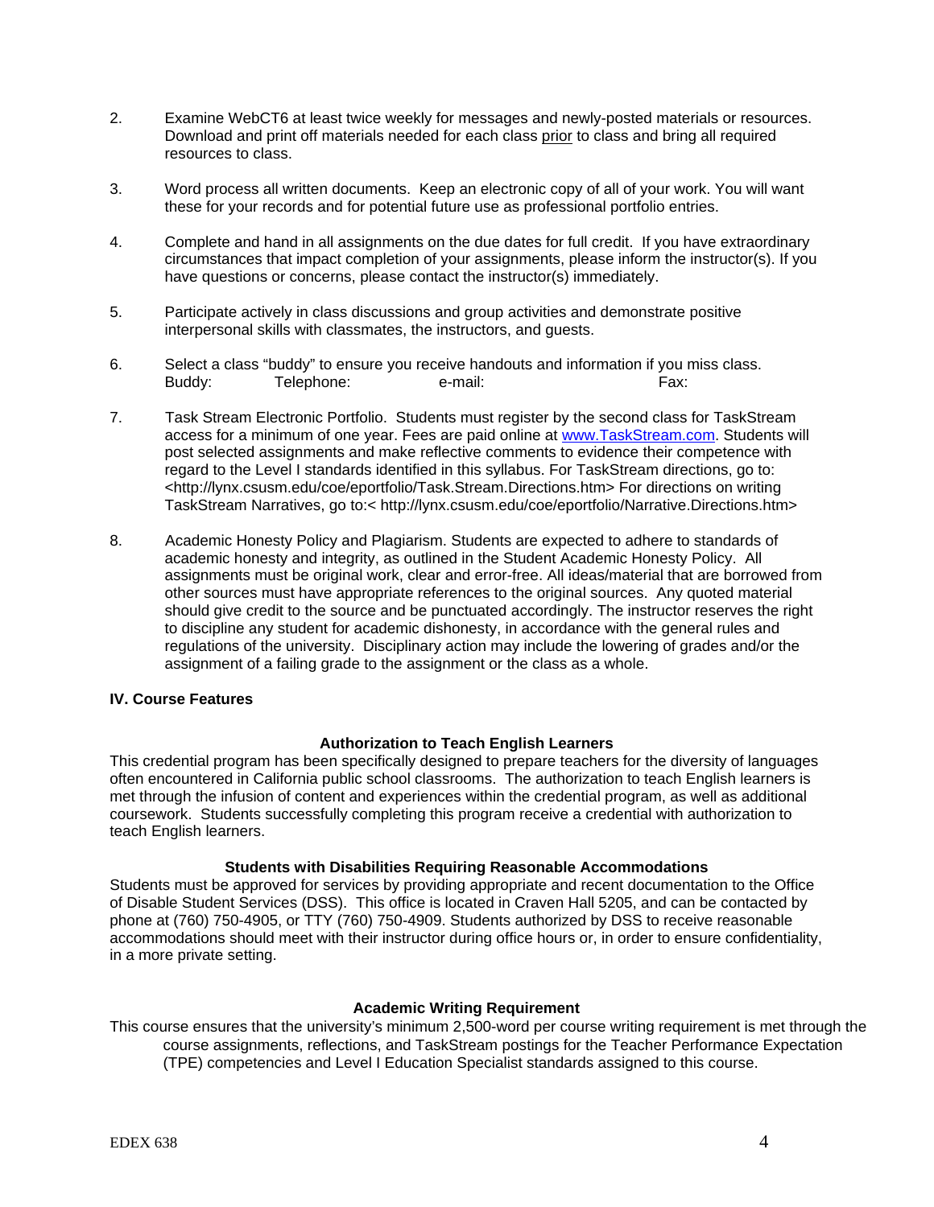2. Examine WebCT6 at least twice weekly for messages and newly-posted materials or resources. Download and print off materials needed for each class prior to class and bring all required resources to class.

3. Word process all written documents. Keep an electronic copy of all of your work. You will want these for your records and for potential future use as professional portfolio entries.

4. Complete and hand in all assignments on the due dates for full credit. If you have extraordinary circumstances that impact completion of your assignments, please inform the instructor(s). If you have questions or concerns, please contact the instructor(s) immediately.

5. Participate actively in class discussions and group activities and demonstrate positive interpersonal skills with classmates, the instructors, and guests.

6. Select a class "buddy" to ensure you receive handouts and information if you miss class.
   Buddy: Telephone: e-mail: Fax:

7. Task Stream Electronic Portfolio. Students must register by the second class for TaskStream access for a minimum of one year. Fees are paid online at www.TaskStream.com. Students will post selected assignments and make reflective comments to evidence their competence with regard to the Level I standards identified in this syllabus. For TaskStream directions, go to: <http://lynx.csusm.edu/coe/eportfolio/Task.Stream.Directions.htm> For directions on writing TaskStream Narratives, go to:< http://lynx.csusm.edu/coe/eportfolio/Narrative.Directions.htm>

8. Academic Honesty Policy and Plagiarism. Students are expected to adhere to standards of academic honesty and integrity, as outlined in the Student Academic Honesty Policy. All assignments must be original work, clear and error-free. All ideas/material that are borrowed from other sources must have appropriate references to the original sources. Any quoted material should give credit to the source and be punctuated accordingly. The instructor reserves the right to discipline any student for academic dishonesty, in accordance with the general rules and regulations of the university. Disciplinary action may include the lowering of grades and/or the assignment of a failing grade to the assignment or the class as a whole.

## IV. Course Features

### Authorization to Teach English Learners

This credential program has been specifically designed to prepare teachers for the diversity of languages often encountered in California public school classrooms. The authorization to teach English learners is met through the infusion of content and experiences within the credential program, as well as additional coursework. Students successfully completing this program receive a credential with authorization to teach English learners.

### Students with Disabilities Requiring Reasonable Accommodations

Students must be approved for services by providing appropriate and recent documentation to the Office of Disable Student Services (DSS). This office is located in Craven Hall 5205, and can be contacted by phone at (760) 750-4905, or TTY (760) 750-4909. Students authorized by DSS to receive reasonable accommodations should meet with their instructor during office hours or, in order to ensure confidentiality, in a more private setting.

### Academic Writing Requirement

This course ensures that the university's minimum 2,500-word per course writing requirement is met through the course assignments, reflections, and TaskStream postings for the Teacher Performance Expectation (TPE) competencies and Level I Education Specialist standards assigned to this course.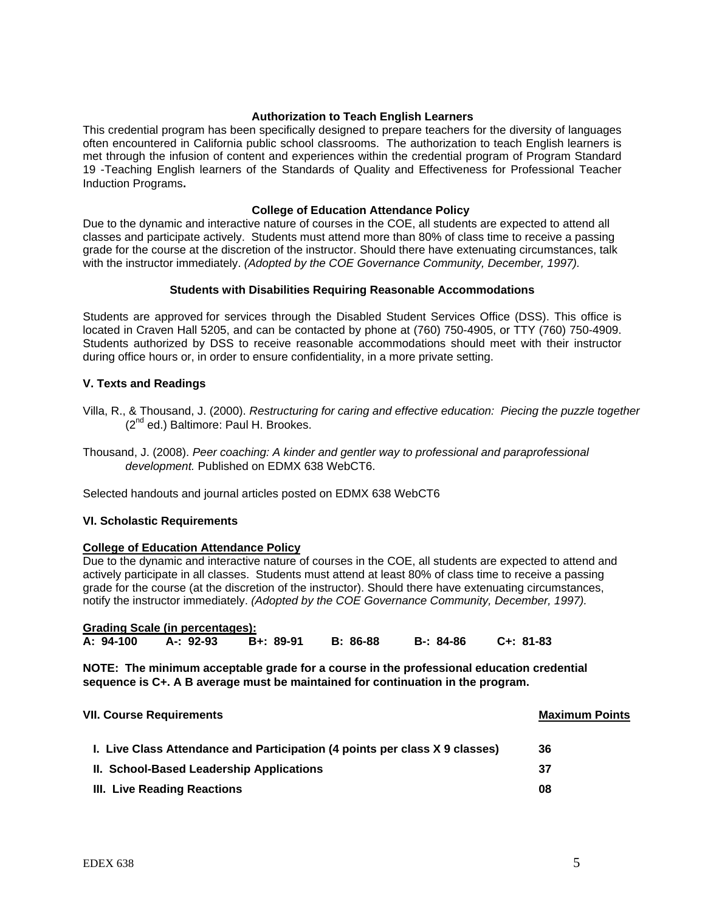### Authorization to Teach English Learners

This credential program has been specifically designed to prepare teachers for the diversity of languages often encountered in California public school classrooms. The authorization to teach English learners is met through the infusion of content and experiences within the credential program of Program Standard 19 -Teaching English learners of the Standards of Quality and Effectiveness for Professional Teacher Induction Programs**.**

### College of Education Attendance Policy

Due to the dynamic and interactive nature of courses in the COE, all students are expected to attend all classes and participate actively. Students must attend more than 80% of class time to receive a passing grade for the course at the discretion of the instructor. Should there have extenuating circumstances, talk with the instructor immediately. *(Adopted by the COE Governance Community, December, 1997).*

### Students with Disabilities Requiring Reasonable Accommodations

Students are approved for services through the Disabled Student Services Office (DSS). This office is located in Craven Hall 5205, and can be contacted by phone at (760) 750-4905, or TTY (760) 750-4909. Students authorized by DSS to receive reasonable accommodations should meet with their instructor during office hours or, in order to ensure confidentiality, in a more private setting.

## V. Texts and Readings

Villa, R., & Thousand, J. (2000). *Restructuring for caring and effective education: Piecing the puzzle together* (2nd ed.) Baltimore: Paul H. Brookes.

Thousand, J. (2008). *Peer coaching: A kinder and gentler way to professional and paraprofessional development.* Published on EDMX 638 WebCT6.

Selected handouts and journal articles posted on EDMX 638 WebCT6

## VI. Scholastic Requirements

**College of Education Attendance Policy**

Due to the dynamic and interactive nature of courses in the COE, all students are expected to attend and actively participate in all classes. Students must attend at least 80% of class time to receive a passing grade for the course (at the discretion of the instructor). Should there have extenuating circumstances, notify the instructor immediately. *(Adopted by the COE Governance Community, December, 1997).*

**Grading Scale (in percentages):**

| A: 94-100 | A-: 92-93 | B+: 89-91 | B: 86-88 | B-: 84-86 | C+: 81-83 |
|---|---|---|---|---|---|

**NOTE: The minimum acceptable grade for a course in the professional education credential sequence is C+. A B average must be maintained for continuation in the program.**

## VII. Course Requirements

| | Maximum Points |
|---|---|
| **I. Live Class Attendance and Participation (4 points per class X 9 classes)** | **36** |
| **II. School-Based Leadership Applications** | **37** |
| **III. Live Reading Reactions** | **08** |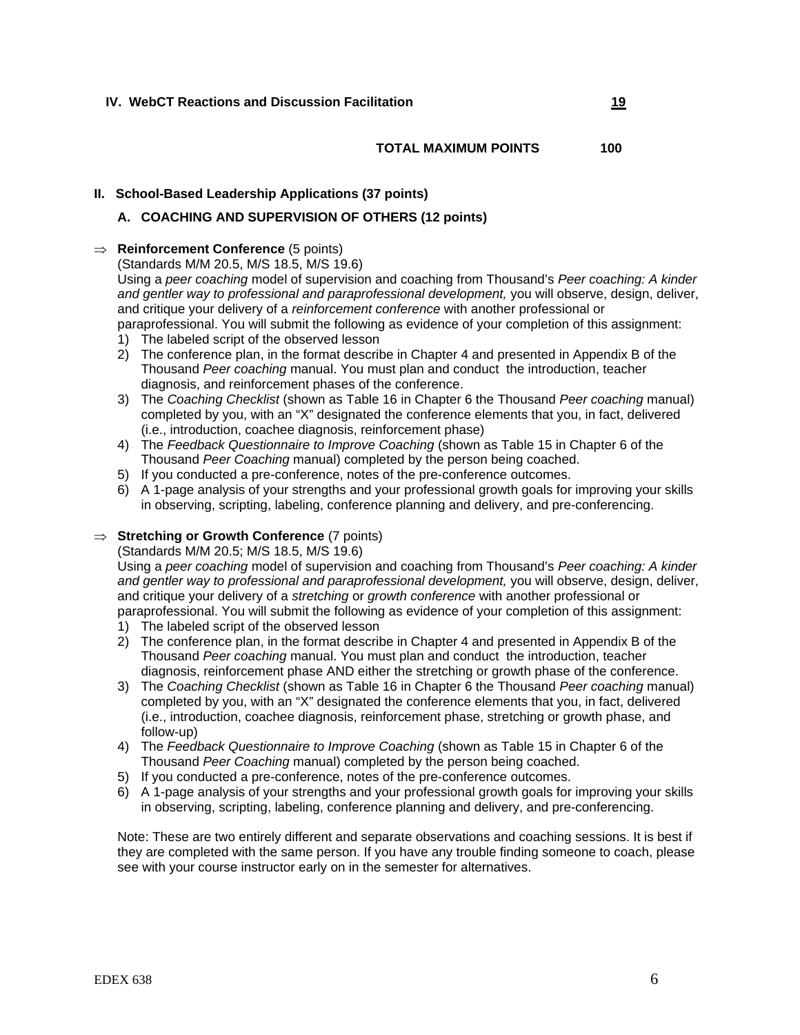**IV. WebCT Reactions and Discussion Facilitation** **19**

**TOTAL MAXIMUM POINTS 100**

## II. School-Based Leadership Applications (37 points)

### A. COACHING AND SUPERVISION OF OTHERS (12 points)

⇒ **Reinforcement Conference** (5 points)

(Standards M/M 20.5, M/S 18.5, M/S 19.6)

Using a *peer coaching* model of supervision and coaching from Thousand's *Peer coaching: A kinder and gentler way to professional and paraprofessional development,* you will observe, design, deliver, and critique your delivery of a *reinforcement conference* with another professional or paraprofessional. You will submit the following as evidence of your completion of this assignment:

1) The labeled script of the observed lesson
2) The conference plan, in the format describe in Chapter 4 and presented in Appendix B of the Thousand *Peer coaching* manual. You must plan and conduct the introduction, teacher diagnosis, and reinforcement phases of the conference.
3) The *Coaching Checklist* (shown as Table 16 in Chapter 6 the Thousand *Peer coaching* manual) completed by you, with an "X" designated the conference elements that you, in fact, delivered (i.e., introduction, coachee diagnosis, reinforcement phase)
4) The *Feedback Questionnaire to Improve Coaching* (shown as Table 15 in Chapter 6 of the Thousand *Peer Coaching* manual) completed by the person being coached.
5) If you conducted a pre-conference, notes of the pre-conference outcomes.
6) A 1-page analysis of your strengths and your professional growth goals for improving your skills in observing, scripting, labeling, conference planning and delivery, and pre-conferencing.

⇒ **Stretching or Growth Conference** (7 points)

(Standards M/M 20.5; M/S 18.5, M/S 19.6)

Using a *peer coaching* model of supervision and coaching from Thousand's *Peer coaching: A kinder and gentler way to professional and paraprofessional development,* you will observe, design, deliver, and critique your delivery of a *stretching* or *growth conference* with another professional or paraprofessional. You will submit the following as evidence of your completion of this assignment:

1) The labeled script of the observed lesson
2) The conference plan, in the format describe in Chapter 4 and presented in Appendix B of the Thousand *Peer coaching* manual. You must plan and conduct the introduction, teacher diagnosis, reinforcement phase AND either the stretching or growth phase of the conference.
3) The *Coaching Checklist* (shown as Table 16 in Chapter 6 the Thousand *Peer coaching* manual) completed by you, with an "X" designated the conference elements that you, in fact, delivered (i.e., introduction, coachee diagnosis, reinforcement phase, stretching or growth phase, and follow-up)
4) The *Feedback Questionnaire to Improve Coaching* (shown as Table 15 in Chapter 6 of the Thousand *Peer Coaching* manual) completed by the person being coached.
5) If you conducted a pre-conference, notes of the pre-conference outcomes.
6) A 1-page analysis of your strengths and your professional growth goals for improving your skills in observing, scripting, labeling, conference planning and delivery, and pre-conferencing.

Note: These are two entirely different and separate observations and coaching sessions. It is best if they are completed with the same person. If you have any trouble finding someone to coach, please see with your course instructor early on in the semester for alternatives.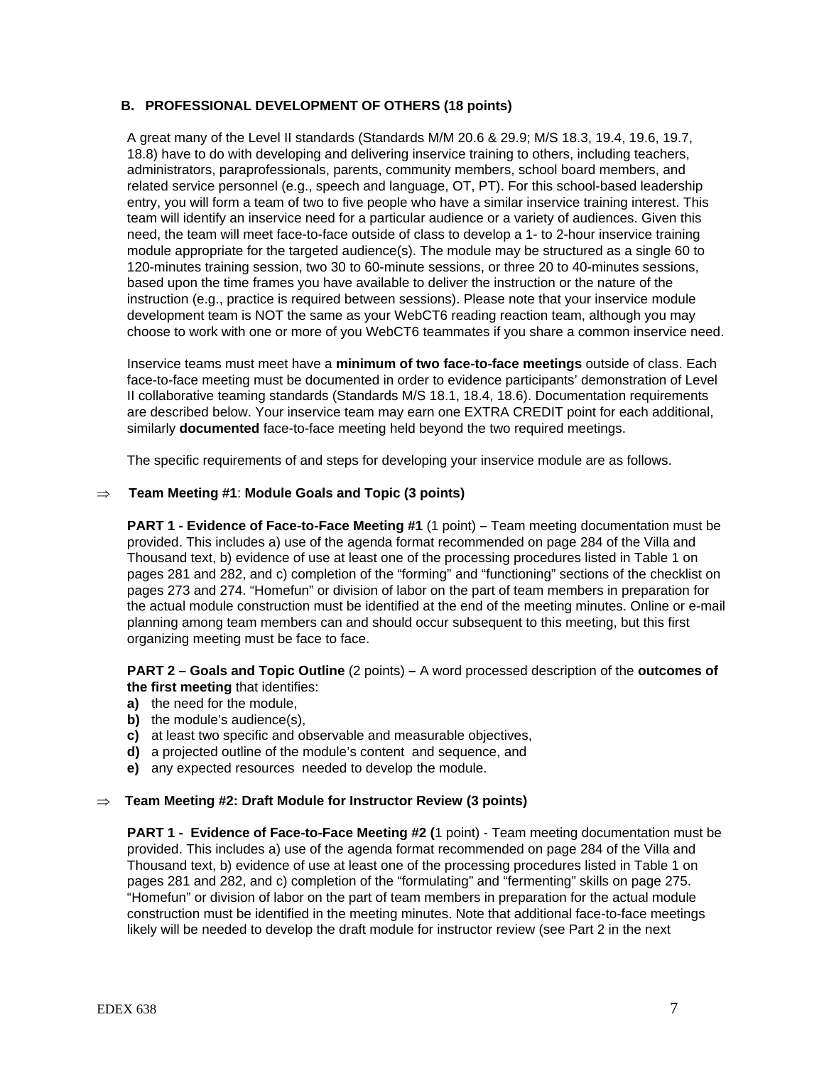### B. PROFESSIONAL DEVELOPMENT OF OTHERS (18 points)

A great many of the Level II standards (Standards M/M 20.6 & 29.9; M/S 18.3, 19.4, 19.6, 19.7, 18.8) have to do with developing and delivering inservice training to others, including teachers, administrators, paraprofessionals, parents, community members, school board members, and related service personnel (e.g., speech and language, OT, PT). For this school-based leadership entry, you will form a team of two to five people who have a similar inservice training interest. This team will identify an inservice need for a particular audience or a variety of audiences. Given this need, the team will meet face-to-face outside of class to develop a 1- to 2-hour inservice training module appropriate for the targeted audience(s). The module may be structured as a single 60 to 120-minutes training session, two 30 to 60-minute sessions, or three 20 to 40-minutes sessions, based upon the time frames you have available to deliver the instruction or the nature of the instruction (e.g., practice is required between sessions). Please note that your inservice module development team is NOT the same as your WebCT6 reading reaction team, although you may choose to work with one or more of you WebCT6 teammates if you share a common inservice need.

Inservice teams must meet have a **minimum of two face-to-face meetings** outside of class. Each face-to-face meeting must be documented in order to evidence participants' demonstration of Level II collaborative teaming standards (Standards M/S 18.1, 18.4, 18.6). Documentation requirements are described below. Your inservice team may earn one EXTRA CREDIT point for each additional, similarly **documented** face-to-face meeting held beyond the two required meetings.

The specific requirements of and steps for developing your inservice module are as follows.

⇒ **Team Meeting #1**: **Module Goals and Topic (3 points)**

**PART 1 - Evidence of Face-to-Face Meeting #1** (1 point) **–** Team meeting documentation must be provided. This includes a) use of the agenda format recommended on page 284 of the Villa and Thousand text, b) evidence of use at least one of the processing procedures listed in Table 1 on pages 281 and 282, and c) completion of the "forming" and "functioning" sections of the checklist on pages 273 and 274. "Homefun" or division of labor on the part of team members in preparation for the actual module construction must be identified at the end of the meeting minutes. Online or e-mail planning among team members can and should occur subsequent to this meeting, but this first organizing meeting must be face to face.

**PART 2 – Goals and Topic Outline** (2 points) **–** A word processed description of the **outcomes of the first meeting** that identifies:

**a)** the need for the module,
**b)** the module's audience(s),
**c)** at least two specific and observable and measurable objectives,
**d)** a projected outline of the module's content and sequence, and
**e)** any expected resources needed to develop the module.

⇒ **Team Meeting #2: Draft Module for Instructor Review (3 points)**

**PART 1 - Evidence of Face-to-Face Meeting #2 (**1 point) - Team meeting documentation must be provided. This includes a) use of the agenda format recommended on page 284 of the Villa and Thousand text, b) evidence of use at least one of the processing procedures listed in Table 1 on pages 281 and 282, and c) completion of the "formulating" and "fermenting" skills on page 275. "Homefun" or division of labor on the part of team members in preparation for the actual module construction must be identified in the meeting minutes. Note that additional face-to-face meetings likely will be needed to develop the draft module for instructor review (see Part 2 in the next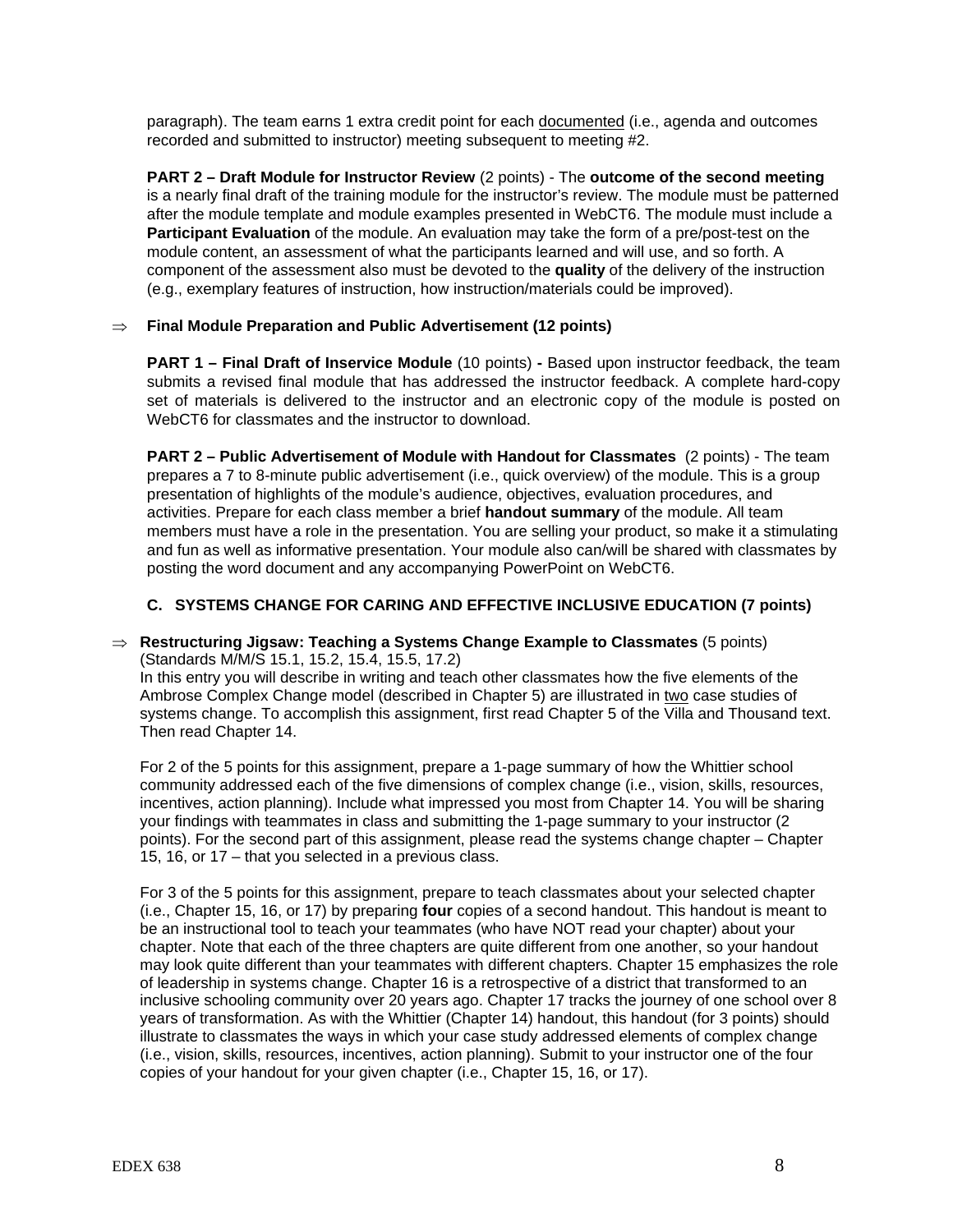paragraph). The team earns 1 extra credit point for each documented (i.e., agenda and outcomes recorded and submitted to instructor) meeting subsequent to meeting #2.

**PART 2 – Draft Module for Instructor Review** (2 points) - The **outcome of the second meeting** is a nearly final draft of the training module for the instructor's review. The module must be patterned after the module template and module examples presented in WebCT6. The module must include a **Participant Evaluation** of the module. An evaluation may take the form of a pre/post-test on the module content, an assessment of what the participants learned and will use, and so forth. A component of the assessment also must be devoted to the **quality** of the delivery of the instruction (e.g., exemplary features of instruction, how instruction/materials could be improved).

⇒ **Final Module Preparation and Public Advertisement (12 points)**

**PART 1 – Final Draft of Inservice Module** (10 points) **-** Based upon instructor feedback, the team submits a revised final module that has addressed the instructor feedback. A complete hard-copy set of materials is delivered to the instructor and an electronic copy of the module is posted on WebCT6 for classmates and the instructor to download.

**PART 2 – Public Advertisement of Module with Handout for Classmates** (2 points) - The team prepares a 7 to 8-minute public advertisement (i.e., quick overview) of the module. This is a group presentation of highlights of the module's audience, objectives, evaluation procedures, and activities. Prepare for each class member a brief **handout summary** of the module. All team members must have a role in the presentation. You are selling your product, so make it a stimulating and fun as well as informative presentation. Your module also can/will be shared with classmates by posting the word document and any accompanying PowerPoint on WebCT6.

### C. SYSTEMS CHANGE FOR CARING AND EFFECTIVE INCLUSIVE EDUCATION (7 points)

⇒ **Restructuring Jigsaw: Teaching a Systems Change Example to Classmates** (5 points) (Standards M/M/S 15.1, 15.2, 15.4, 15.5, 17.2)
In this entry you will describe in writing and teach other classmates how the five elements of the Ambrose Complex Change model (described in Chapter 5) are illustrated in two case studies of systems change. To accomplish this assignment, first read Chapter 5 of the Villa and Thousand text. Then read Chapter 14.

For 2 of the 5 points for this assignment, prepare a 1-page summary of how the Whittier school community addressed each of the five dimensions of complex change (i.e., vision, skills, resources, incentives, action planning). Include what impressed you most from Chapter 14. You will be sharing your findings with teammates in class and submitting the 1-page summary to your instructor (2 points). For the second part of this assignment, please read the systems change chapter – Chapter 15, 16, or 17 – that you selected in a previous class.

For 3 of the 5 points for this assignment, prepare to teach classmates about your selected chapter (i.e., Chapter 15, 16, or 17) by preparing **four** copies of a second handout. This handout is meant to be an instructional tool to teach your teammates (who have NOT read your chapter) about your chapter. Note that each of the three chapters are quite different from one another, so your handout may look quite different than your teammates with different chapters. Chapter 15 emphasizes the role of leadership in systems change. Chapter 16 is a retrospective of a district that transformed to an inclusive schooling community over 20 years ago. Chapter 17 tracks the journey of one school over 8 years of transformation. As with the Whittier (Chapter 14) handout, this handout (for 3 points) should illustrate to classmates the ways in which your case study addressed elements of complex change (i.e., vision, skills, resources, incentives, action planning). Submit to your instructor one of the four copies of your handout for your given chapter (i.e., Chapter 15, 16, or 17).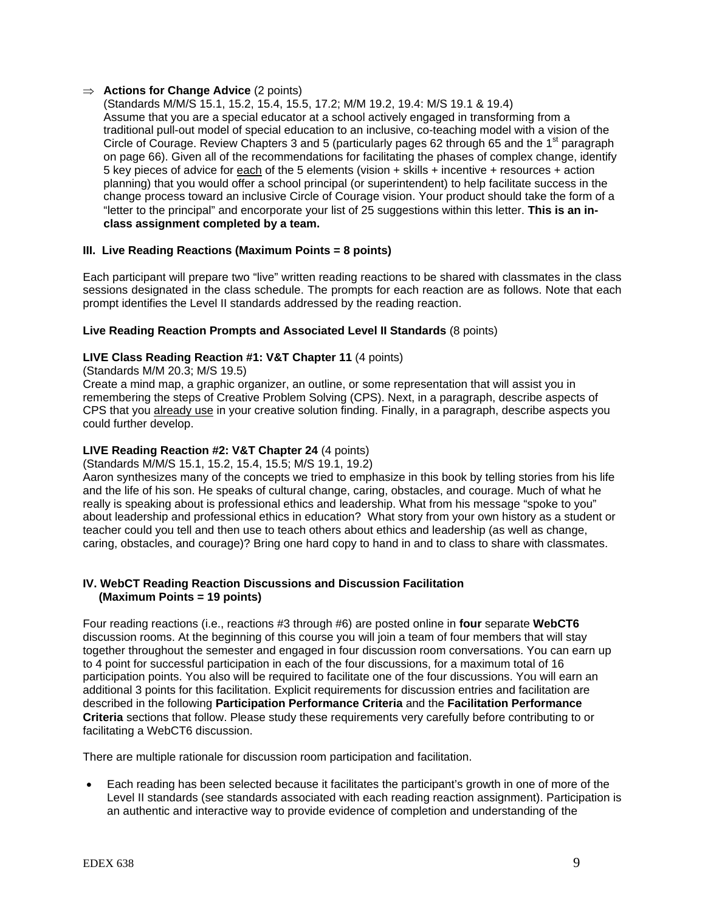⇒ **Actions for Change Advice** (2 points)
(Standards M/M/S 15.1, 15.2, 15.4, 15.5, 17.2; M/M 19.2, 19.4: M/S 19.1 & 19.4)
Assume that you are a special educator at a school actively engaged in transforming from a traditional pull-out model of special education to an inclusive, co-teaching model with a vision of the Circle of Courage. Review Chapters 3 and 5 (particularly pages 62 through 65 and the 1st paragraph on page 66). Given all of the recommendations for facilitating the phases of complex change, identify 5 key pieces of advice for <u>each</u> of the 5 elements (vision + skills + incentive + resources + action planning) that you would offer a school principal (or superintendent) to help facilitate success in the change process toward an inclusive Circle of Courage vision. Your product should take the form of a "letter to the principal" and encorporate your list of 25 suggestions within this letter. **This is an in-class assignment completed by a team.**

### III. Live Reading Reactions (Maximum Points = 8 points)

Each participant will prepare two "live" written reading reactions to be shared with classmates in the class sessions designated in the class schedule. The prompts for each reaction are as follows. Note that each prompt identifies the Level II standards addressed by the reading reaction.

**Live Reading Reaction Prompts and Associated Level II Standards** (8 points)

**LIVE Class Reading Reaction #1: V&T Chapter 11** (4 points)
(Standards M/M 20.3; M/S 19.5)
Create a mind map, a graphic organizer, an outline, or some representation that will assist you in remembering the steps of Creative Problem Solving (CPS). Next, in a paragraph, describe aspects of CPS that you <u>already use</u> in your creative solution finding. Finally, in a paragraph, describe aspects you could further develop.

**LIVE Reading Reaction #2: V&T Chapter 24** (4 points)
(Standards M/M/S 15.1, 15.2, 15.4, 15.5; M/S 19.1, 19.2)
Aaron synthesizes many of the concepts we tried to emphasize in this book by telling stories from his life and the life of his son. He speaks of cultural change, caring, obstacles, and courage. Much of what he really is speaking about is professional ethics and leadership. What from his message "spoke to you" about leadership and professional ethics in education? What story from your own history as a student or teacher could you tell and then use to teach others about ethics and leadership (as well as change, caring, obstacles, and courage)? Bring one hard copy to hand in and to class to share with classmates.

### IV. WebCT Reading Reaction Discussions and Discussion Facilitation (Maximum Points = 19 points)

Four reading reactions (i.e., reactions #3 through #6) are posted online in **four** separate **WebCT6** discussion rooms. At the beginning of this course you will join a team of four members that will stay together throughout the semester and engaged in four discussion room conversations. You can earn up to 4 point for successful participation in each of the four discussions, for a maximum total of 16 participation points. You also will be required to facilitate one of the four discussions. You will earn an additional 3 points for this facilitation. Explicit requirements for discussion entries and facilitation are described in the following **Participation Performance Criteria** and the **Facilitation Performance Criteria** sections that follow. Please study these requirements very carefully before contributing to or facilitating a WebCT6 discussion.

There are multiple rationale for discussion room participation and facilitation.

- Each reading has been selected because it facilitates the participant's growth in one of more of the Level II standards (see standards associated with each reading reaction assignment). Participation is an authentic and interactive way to provide evidence of completion and understanding of the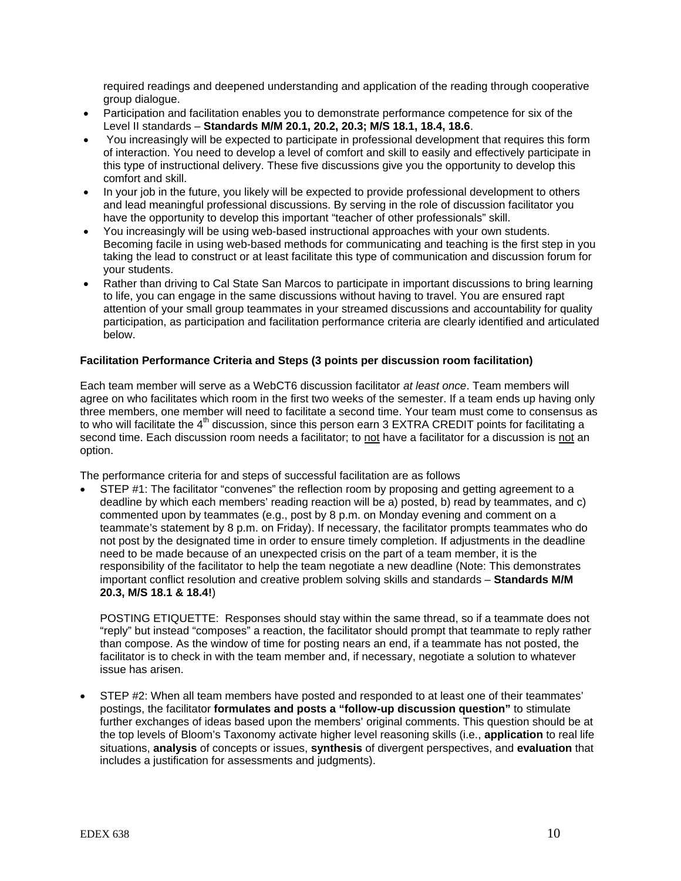required readings and deepened understanding and application of the reading through cooperative group dialogue.

- Participation and facilitation enables you to demonstrate performance competence for six of the Level II standards – **Standards M/M 20.1, 20.2, 20.3; M/S 18.1, 18.4, 18.6**.
- You increasingly will be expected to participate in professional development that requires this form of interaction. You need to develop a level of comfort and skill to easily and effectively participate in this type of instructional delivery. These five discussions give you the opportunity to develop this comfort and skill.
- In your job in the future, you likely will be expected to provide professional development to others and lead meaningful professional discussions. By serving in the role of discussion facilitator you have the opportunity to develop this important "teacher of other professionals" skill.
- You increasingly will be using web-based instructional approaches with your own students. Becoming facile in using web-based methods for communicating and teaching is the first step in you taking the lead to construct or at least facilitate this type of communication and discussion forum for your students.
- Rather than driving to Cal State San Marcos to participate in important discussions to bring learning to life, you can engage in the same discussions without having to travel. You are ensured rapt attention of your small group teammates in your streamed discussions and accountability for quality participation, as participation and facilitation performance criteria are clearly identified and articulated below.

**Facilitation Performance Criteria and Steps (3 points per discussion room facilitation)**

Each team member will serve as a WebCT6 discussion facilitator *at least once*. Team members will agree on who facilitates which room in the first two weeks of the semester. If a team ends up having only three members, one member will need to facilitate a second time. Your team must come to consensus as to who will facilitate the 4th discussion, since this person earn 3 EXTRA CREDIT points for facilitating a second time. Each discussion room needs a facilitator; to not have a facilitator for a discussion is not an option.

The performance criteria for and steps of successful facilitation are as follows

- STEP #1: The facilitator "convenes" the reflection room by proposing and getting agreement to a deadline by which each members' reading reaction will be a) posted, b) read by teammates, and c) commented upon by teammates (e.g., post by 8 p.m. on Monday evening and comment on a teammate's statement by 8 p.m. on Friday). If necessary, the facilitator prompts teammates who do not post by the designated time in order to ensure timely completion. If adjustments in the deadline need to be made because of an unexpected crisis on the part of a team member, it is the responsibility of the facilitator to help the team negotiate a new deadline (Note: This demonstrates important conflict resolution and creative problem solving skills and standards – **Standards M/M 20.3, M/S 18.1 & 18.4!**)

  POSTING ETIQUETTE: Responses should stay within the same thread, so if a teammate does not "reply" but instead "composes" a reaction, the facilitator should prompt that teammate to reply rather than compose. As the window of time for posting nears an end, if a teammate has not posted, the facilitator is to check in with the team member and, if necessary, negotiate a solution to whatever issue has arisen.

- STEP #2: When all team members have posted and responded to at least one of their teammates' postings, the facilitator **formulates and posts a "follow-up discussion question"** to stimulate further exchanges of ideas based upon the members' original comments. This question should be at the top levels of Bloom's Taxonomy activate higher level reasoning skills (i.e., **application** to real life situations, **analysis** of concepts or issues, **synthesis** of divergent perspectives, and **evaluation** that includes a justification for assessments and judgments).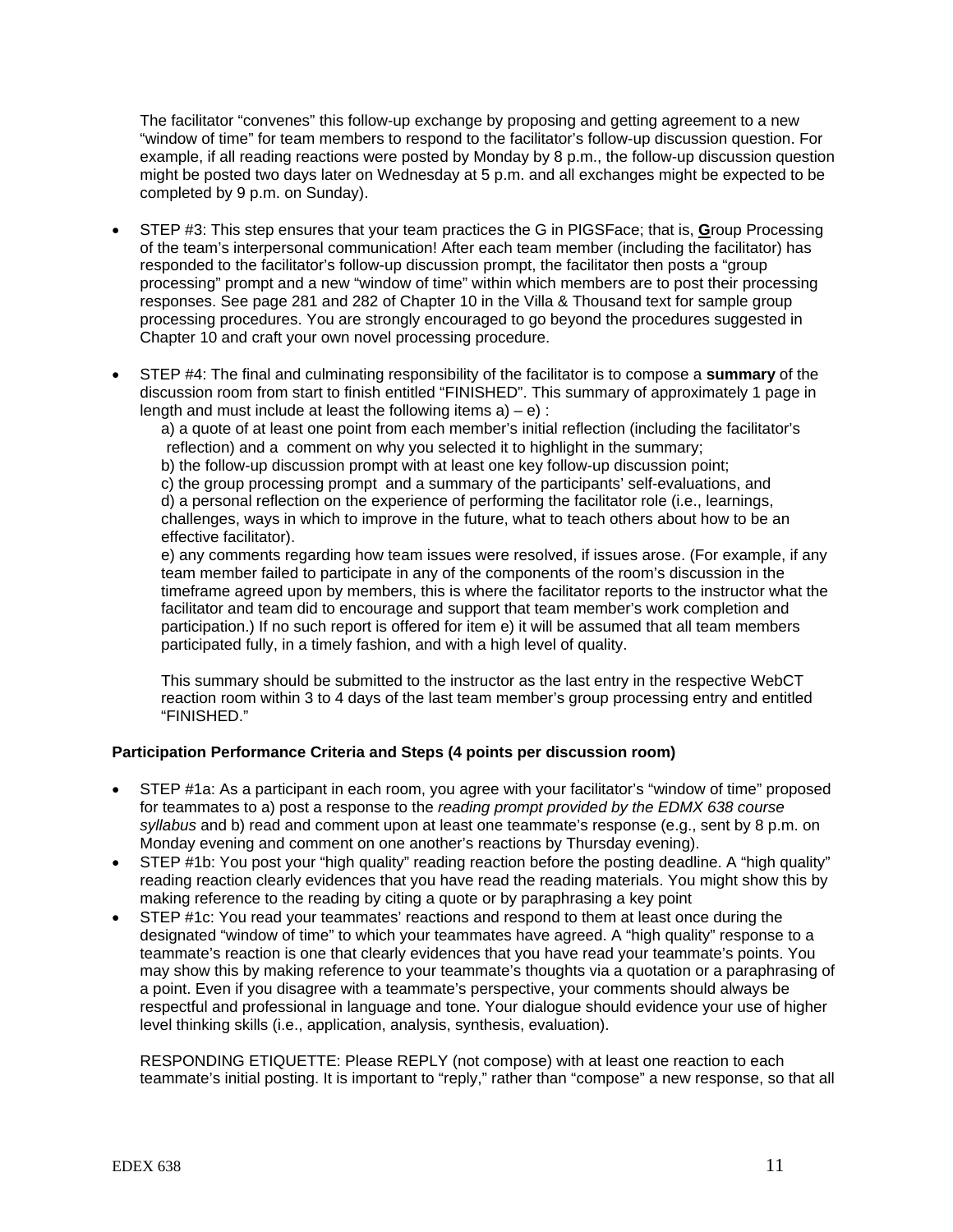The facilitator "convenes" this follow-up exchange by proposing and getting agreement to a new "window of time" for team members to respond to the facilitator's follow-up discussion question. For example, if all reading reactions were posted by Monday by 8 p.m., the follow-up discussion question might be posted two days later on Wednesday at 5 p.m. and all exchanges might be expected to be completed by 9 p.m. on Sunday).

- STEP #3: This step ensures that your team practices the G in PIGSFace; that is, **G**roup Processing of the team's interpersonal communication! After each team member (including the facilitator) has responded to the facilitator's follow-up discussion prompt, the facilitator then posts a "group processing" prompt and a new "window of time" within which members are to post their processing responses. See page 281 and 282 of Chapter 10 in the Villa & Thousand text for sample group processing procedures. You are strongly encouraged to go beyond the procedures suggested in Chapter 10 and craft your own novel processing procedure.

- STEP #4: The final and culminating responsibility of the facilitator is to compose a **summary** of the discussion room from start to finish entitled "FINISHED". This summary of approximately 1 page in length and must include at least the following items a) – e) :

  a) a quote of at least one point from each member's initial reflection (including the facilitator's reflection) and a comment on why you selected it to highlight in the summary;
  b) the follow-up discussion prompt with at least one key follow-up discussion point;
  c) the group processing prompt and a summary of the participants' self-evaluations, and
  d) a personal reflection on the experience of performing the facilitator role (i.e., learnings, challenges, ways in which to improve in the future, what to teach others about how to be an effective facilitator).
  e) any comments regarding how team issues were resolved, if issues arose. (For example, if any team member failed to participate in any of the components of the room's discussion in the timeframe agreed upon by members, this is where the facilitator reports to the instructor what the facilitator and team did to encourage and support that team member's work completion and participation.) If no such report is offered for item e) it will be assumed that all team members participated fully, in a timely fashion, and with a high level of quality.

  This summary should be submitted to the instructor as the last entry in the respective WebCT reaction room within 3 to 4 days of the last team member's group processing entry and entitled "FINISHED."

**Participation Performance Criteria and Steps (4 points per discussion room)**

- STEP #1a: As a participant in each room, you agree with your facilitator's "window of time" proposed for teammates to a) post a response to the *reading prompt provided by the EDMX 638 course syllabus* and b) read and comment upon at least one teammate's response (e.g., sent by 8 p.m. on Monday evening and comment on one another's reactions by Thursday evening).
- STEP #1b: You post your "high quality" reading reaction before the posting deadline. A "high quality" reading reaction clearly evidences that you have read the reading materials. You might show this by making reference to the reading by citing a quote or by paraphrasing a key point
- STEP #1c: You read your teammates' reactions and respond to them at least once during the designated "window of time" to which your teammates have agreed. A "high quality" response to a teammate's reaction is one that clearly evidences that you have read your teammate's points. You may show this by making reference to your teammate's thoughts via a quotation or a paraphrasing of a point. Even if you disagree with a teammate's perspective, your comments should always be respectful and professional in language and tone. Your dialogue should evidence your use of higher level thinking skills (i.e., application, analysis, synthesis, evaluation).

  RESPONDING ETIQUETTE: Please REPLY (not compose) with at least one reaction to each teammate's initial posting. It is important to "reply," rather than "compose" a new response, so that all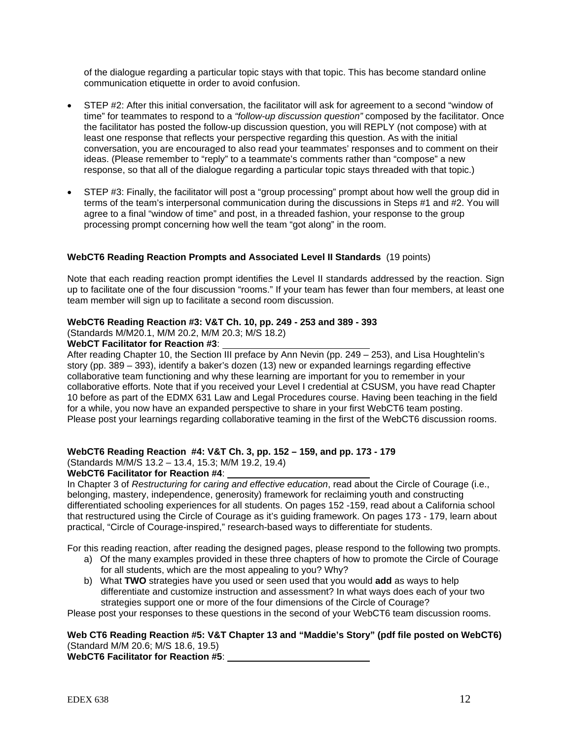of the dialogue regarding a particular topic stays with that topic. This has become standard online communication etiquette in order to avoid confusion.

- STEP #2: After this initial conversation, the facilitator will ask for agreement to a second "window of time" for teammates to respond to a *"follow-up discussion question"* composed by the facilitator. Once the facilitator has posted the follow-up discussion question, you will REPLY (not compose) with at least one response that reflects your perspective regarding this question. As with the initial conversation, you are encouraged to also read your teammates' responses and to comment on their ideas. (Please remember to "reply" to a teammate's comments rather than "compose" a new response, so that all of the dialogue regarding a particular topic stays threaded with that topic.)

- STEP #3: Finally, the facilitator will post a "group processing" prompt about how well the group did in terms of the team's interpersonal communication during the discussions in Steps #1 and #2. You will agree to a final "window of time" and post, in a threaded fashion, your response to the group processing prompt concerning how well the team "got along" in the room.

**WebCT6 Reading Reaction Prompts and Associated Level II Standards** (19 points)

Note that each reading reaction prompt identifies the Level II standards addressed by the reaction. Sign up to facilitate one of the four discussion "rooms." If your team has fewer than four members, at least one team member will sign up to facilitate a second room discussion.

**WebCT6 Reading Reaction #3: V&T Ch. 10, pp. 249 - 253 and 389 - 393**
(Standards M/M20.1, M/M 20.2, M/M 20.3; M/S 18.2)
**WebCT Facilitator for Reaction #3**: ____________________________
After reading Chapter 10, the Section III preface by Ann Nevin (pp. 249 – 253), and Lisa Houghtelin's story (pp. 389 – 393), identify a baker's dozen (13) new or expanded learnings regarding effective collaborative team functioning and why these learning are important for you to remember in your collaborative efforts. Note that if you received your Level I credential at CSUSM, you have read Chapter 10 before as part of the EDMX 631 Law and Legal Procedures course. Having been teaching in the field for a while, you now have an expanded perspective to share in your first WebCT6 team posting. Please post your learnings regarding collaborative teaming in the first of the WebCT6 discussion rooms.

**WebCT6 Reading Reaction #4: V&T Ch. 3, pp. 152 – 159, and pp. 173 - 179**
(Standards M/M/S 13.2 – 13.4, 15.3; M/M 19.2, 19.4)
**WebCT6 Facilitator for Reaction #4**: ____________________________
In Chapter 3 of *Restructuring for caring and effective education*, read about the Circle of Courage (i.e., belonging, mastery, independence, generosity) framework for reclaiming youth and constructing differentiated schooling experiences for all students. On pages 152 -159, read about a California school that restructured using the Circle of Courage as it's guiding framework. On pages 173 - 179, learn about practical, "Circle of Courage-inspired," research-based ways to differentiate for students.

For this reading reaction, after reading the designed pages, please respond to the following two prompts.

a) Of the many examples provided in these three chapters of how to promote the Circle of Courage for all students, which are the most appealing to you? Why?
b) What **TWO** strategies have you used or seen used that you would **add** as ways to help differentiate and customize instruction and assessment? In what ways does each of your two strategies support one or more of the four dimensions of the Circle of Courage?

Please post your responses to these questions in the second of your WebCT6 team discussion rooms.

**Web CT6 Reading Reaction #5: V&T Chapter 13 and "Maddie's Story" (pdf file posted on WebCT6)**
(Standard M/M 20.6; M/S 18.6, 19.5)
**WebCT6 Facilitator for Reaction #5**: ____________________________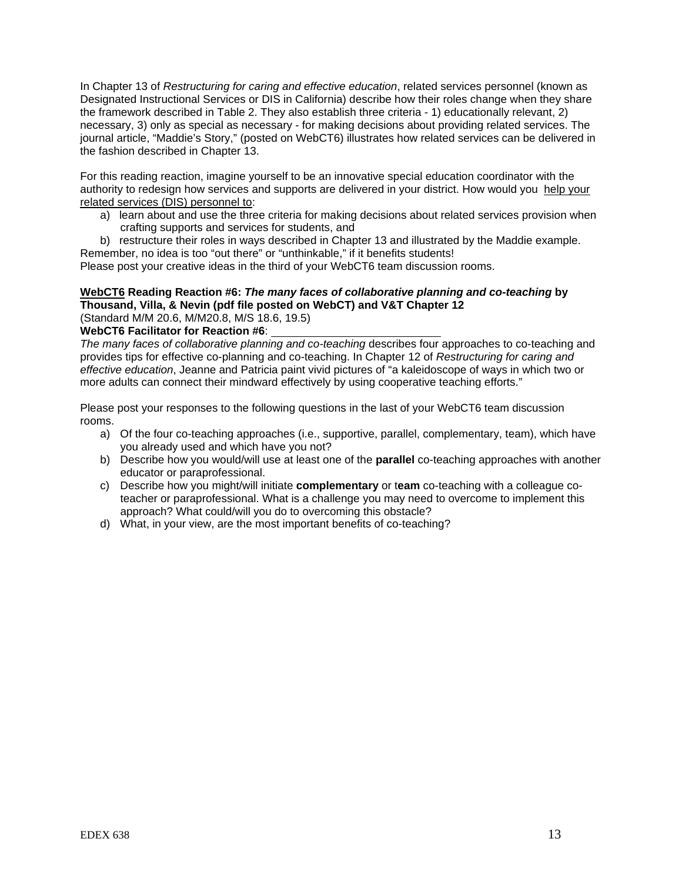In Chapter 13 of *Restructuring for caring and effective education*, related services personnel (known as Designated Instructional Services or DIS in California) describe how their roles change when they share the framework described in Table 2. They also establish three criteria - 1) educationally relevant, 2) necessary, 3) only as special as necessary - for making decisions about providing related services. The journal article, "Maddie's Story," (posted on WebCT6) illustrates how related services can be delivered in the fashion described in Chapter 13.

For this reading reaction, imagine yourself to be an innovative special education coordinator with the authority to redesign how services and supports are delivered in your district. How would you <u>help your related services (DIS) personnel to</u>:

a) learn about and use the three criteria for making decisions about related services provision when crafting supports and services for students, and
b) restructure their roles in ways described in Chapter 13 and illustrated by the Maddie example.

Remember, no idea is too "out there" or "unthinkable," if it benefits students!
Please post your creative ideas in the third of your WebCT6 team discussion rooms.

**<u>WebCT6</u> Reading Reaction #6: *The many faces of collaborative planning and co-teaching* by Thousand, Villa, & Nevin (pdf file posted on WebCT) and V&T Chapter 12**
(Standard M/M 20.6, M/M20.8, M/S 18.6, 19.5)
**WebCT6 Facilitator for Reaction #6**: ___________________________

*The many faces of collaborative planning and co-teaching* describes four approaches to co-teaching and provides tips for effective co-planning and co-teaching. In Chapter 12 of *Restructuring for caring and effective education*, Jeanne and Patricia paint vivid pictures of "a kaleidoscope of ways in which two or more adults can connect their mindward effectively by using cooperative teaching efforts."

Please post your responses to the following questions in the last of your WebCT6 team discussion rooms.

a) Of the four co-teaching approaches (i.e., supportive, parallel, complementary, team), which have you already used and which have you not?
b) Describe how you would/will use at least one of the **parallel** co-teaching approaches with another educator or paraprofessional.
c) Describe how you might/will initiate **complementary** or t**eam** co-teaching with a colleague co-teacher or paraprofessional. What is a challenge you may need to overcome to implement this approach? What could/will you do to overcoming this obstacle?
d) What, in your view, are the most important benefits of co-teaching?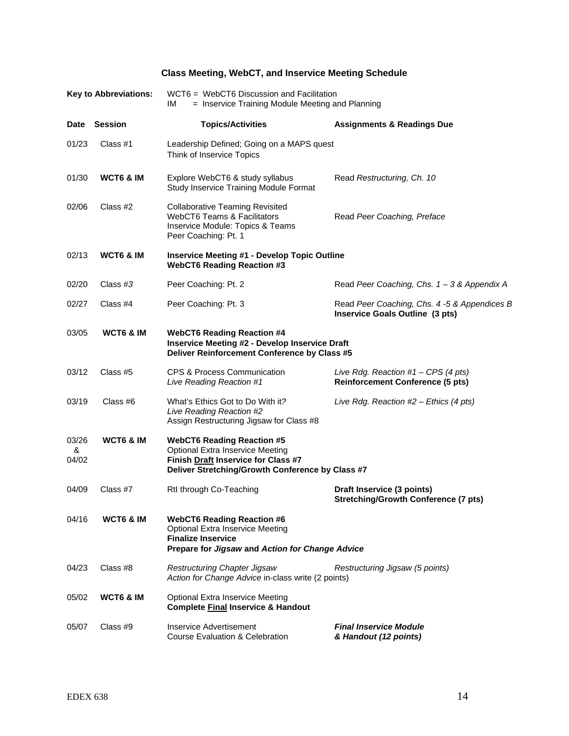## Class Meeting, WebCT, and Inservice Meeting Schedule

**Key to Abbreviations:**
WCT6 = WebCT6 Discussion and Facilitation
IM = Inservice Training Module Meeting and Planning

| Date | Session | Topics/Activities | Assignments & Readings Due |
|---|---|---|---|
| 01/23 | Class #1 | Leadership Defined; Going on a MAPS quest<br>Think of Inservice Topics | |
| 01/30 | **WCT6 & IM** | Explore WebCT6 & study syllabus<br>Study Inservice Training Module Format | Read *Restructuring, Ch. 10* |
| 02/06 | Class #2 | Collaborative Teaming Revisited<br>WebCT6 Teams & Facilitators<br>Inservice Module: Topics & Teams<br>Peer Coaching: Pt. 1 | Read *Peer Coaching, Preface* |
| 02/13 | **WCT6 & IM** | **Inservice Meeting #1 - Develop Topic Outline**<br>**WebCT6 Reading Reaction #3** | |
| 02/20 | Class #*3* | Peer Coaching: Pt. 2 | Read *Peer Coaching, Chs. 1 – 3 & Appendix A* |
| 02/27 | Class #4 | Peer Coaching: Pt. 3 | Read *Peer Coaching, Chs. 4 -5 & Appendices B*<br>**Inservice Goals Outline (3 pts)** |
| 03/05 | **WCT6 & IM** | **WebCT6 Reading Reaction #4**<br>**Inservice Meeting #2 - Develop Inservice Draft**<br>**Deliver Reinforcement Conference by Class #5** | |
| 03/12 | Class #5 | CPS & Process Communication<br>*Live Reading Reaction #1* | *Live Rdg. Reaction #1 – CPS (4 pts)*<br>**Reinforcement Conference (5 pts)** |
| 03/19 | Class #6 | What's Ethics Got to Do With it?<br>*Live Reading Reaction #2*<br>Assign Restructuring Jigsaw for Class #8 | *Live Rdg. Reaction #2 – Ethics (4 pts)* |
| 03/26 & 04/02 | **WCT6 & IM** | **WebCT6 Reading Reaction #5**<br>Optional Extra Inservice Meeting<br>**Finish <u>Draft</u> Inservice for Class #7**<br>**Deliver Stretching/Growth Conference by Class #7** | |
| 04/09 | Class #7 | RtI through Co-Teaching | **Draft Inservice (3 points)**<br>**Stretching/Growth Conference (7 pts)** |
| 04/16 | **WCT6 & IM** | **WebCT6 Reading Reaction #6**<br>Optional Extra Inservice Meeting<br>**Finalize Inservice**<br>**Prepare for *Jigsaw* and *Action for Change Advice*** | |
| 04/23 | Class #8 | *Restructuring Chapter Jigsaw*<br>*Action for Change Advice* in-class write (2 points) | *Restructuring Jigsaw (5 points)* |
| 05/02 | **WCT6 & IM** | Optional Extra Inservice Meeting<br>**Complete <u>Final</u> Inservice & Handout** | |
| 05/07 | Class #9 | Inservice Advertisement<br>Course Evaluation & Celebration | ***Final Inservice Module & Handout (12 points)*** |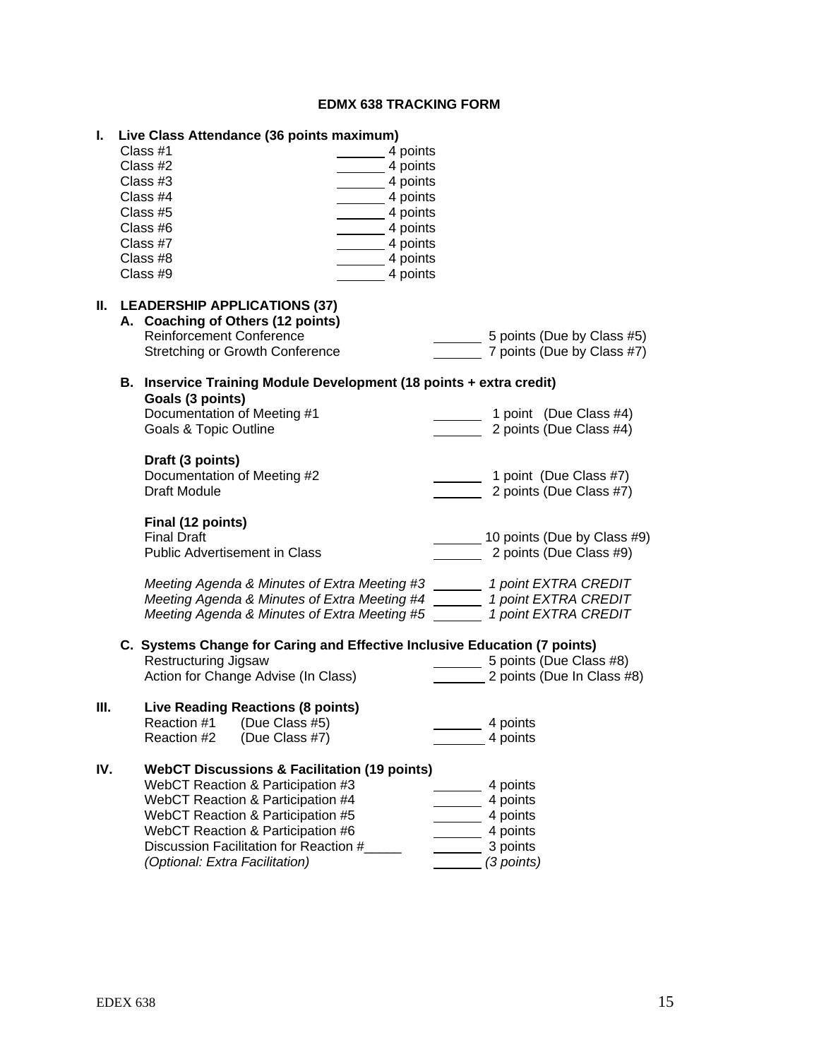# EDMX 638 TRACKING FORM

**I. Live Class Attendance (36 points maximum)**

Class #1 _______ 4 points
Class #2 _______ 4 points
Class #3 _______ 4 points
Class #4 _______ 4 points
Class #5 _______ 4 points
Class #6 _______ 4 points
Class #7 _______ 4 points
Class #8 _______ 4 points
Class #9 _______ 4 points

**II. LEADERSHIP APPLICATIONS (37)**

**A. Coaching of Others (12 points)**

Reinforcement Conference _______ 5 points (Due by Class #5)
Stretching or Growth Conference _______ 7 points (Due by Class #7)

**B. Inservice Training Module Development (18 points + extra credit)**

**Goals (3 points)**

Documentation of Meeting #1 _______ 1 point (Due Class #4)
Goals & Topic Outline _______ 2 points (Due Class #4)

**Draft (3 points)**

Documentation of Meeting #2 _______ 1 point (Due Class #7)
Draft Module _______ 2 points (Due Class #7)

**Final (12 points)**

Final Draft _______ 10 points (Due by Class #9)
Public Advertisement in Class _______ 2 points (Due Class #9)

*Meeting Agenda & Minutes of Extra Meeting #3* _______ *1 point EXTRA CREDIT*
*Meeting Agenda & Minutes of Extra Meeting #4* _______ *1 point EXTRA CREDIT*
*Meeting Agenda & Minutes of Extra Meeting #5* _______ *1 point EXTRA CREDIT*

**C. Systems Change for Caring and Effective Inclusive Education (7 points)**

Restructuring Jigsaw _______ 5 points (Due Class #8)
Action for Change Advise (In Class) _______ 2 points (Due In Class #8)

**III. Live Reading Reactions (8 points)**

Reaction #1 (Due Class #5) _______ 4 points
Reaction #2 (Due Class #7) _______ 4 points

**IV. WebCT Discussions & Facilitation (19 points)**

WebCT Reaction & Participation #3 _______ 4 points
WebCT Reaction & Participation #4 _______ 4 points
WebCT Reaction & Participation #5 _______ 4 points
WebCT Reaction & Participation #6 _______ 4 points
Discussion Facilitation for Reaction #_____ _______ 3 points
*(Optional: Extra Facilitation)* _______ *(3 points)*